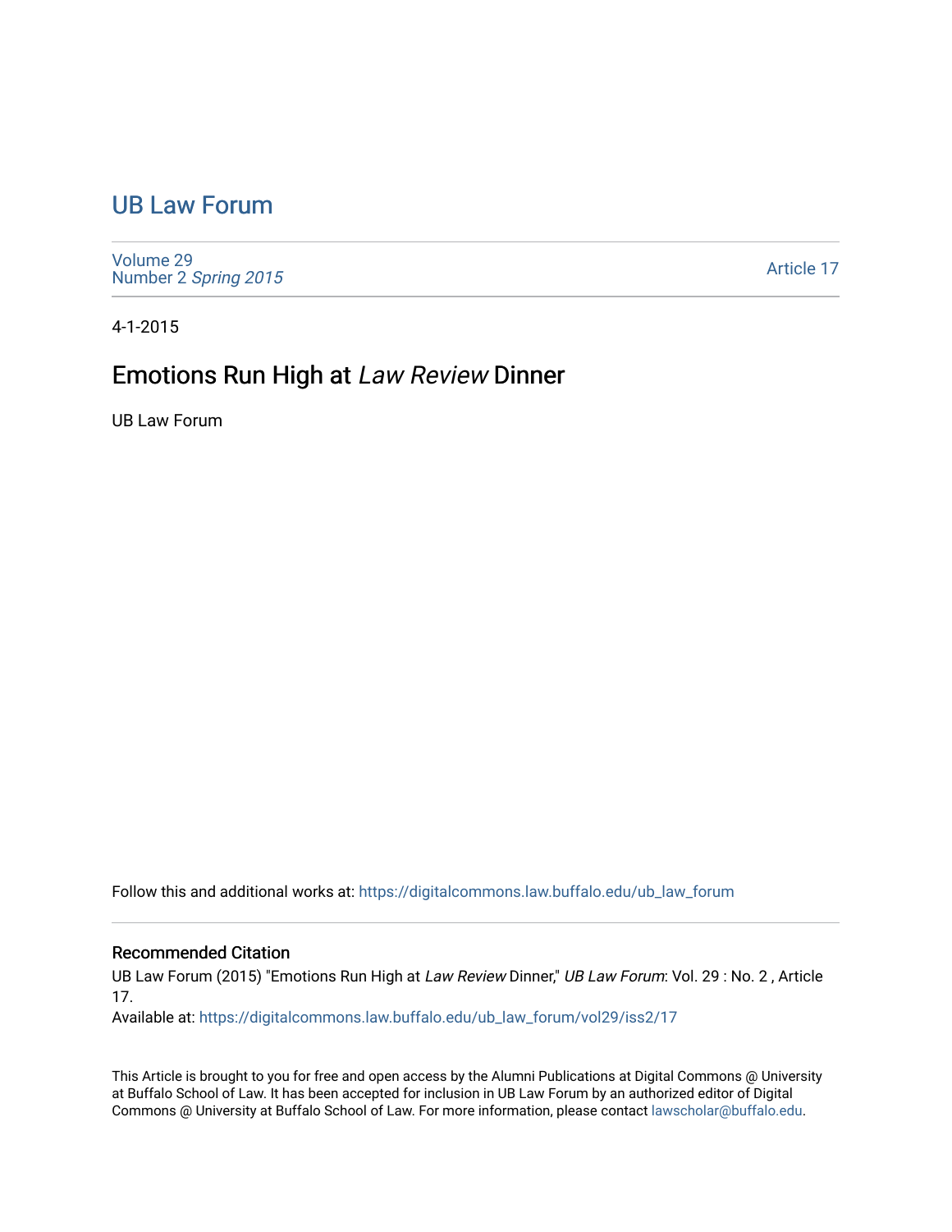# UB Law Forum

Volume 29
Number 2 *Spring 2015*

Article 17

4-1-2015

## Emotions Run High at *Law Review* Dinner

UB Law Forum

Follow this and additional works at: https://digitalcommons.law.buffalo.edu/ub_law_forum

### Recommended Citation

UB Law Forum (2015) "Emotions Run High at *Law Review* Dinner," *UB Law Forum*: Vol. 29 : No. 2 , Article 17.
Available at: https://digitalcommons.law.buffalo.edu/ub_law_forum/vol29/iss2/17

This Article is brought to you for free and open access by the Alumni Publications at Digital Commons @ University at Buffalo School of Law. It has been accepted for inclusion in UB Law Forum by an authorized editor of Digital Commons @ University at Buffalo School of Law. For more information, please contact lawscholar@buffalo.edu.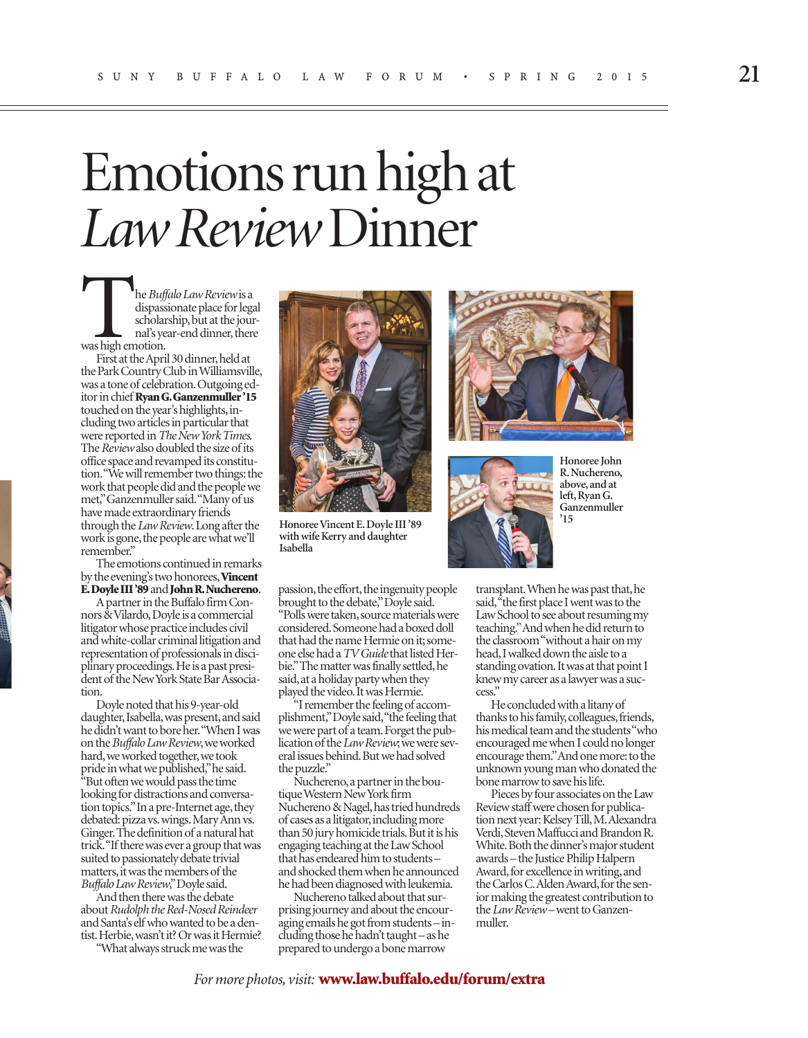# Emotions run high at *Law Review* Dinner

The *Buffalo Law Review* is a dispassionate place for legal scholarship, but at the journal's year-end dinner, there was high emotion.

First at the April 30 dinner, held at the Park Country Club in Williamsville, was a tone of celebration. Outgoing editor in chief **Ryan G. Ganzenmuller '15** touched on the year's highlights, including two articles in particular that were reported in *The New York Times*. The *Review* also doubled the size of its office space and revamped its constitution. "We will remember two things: the work that people did and the people we met," Ganzenmuller said. "Many of us have made extraordinary friends through the *Law Review*. Long after the work is gone, the people are what we'll remember."

The emotions continued in remarks by the evening's two honorees, **Vincent E. Doyle III '89** and **John R. Nuchereno**.

A partner in the Buffalo firm Connors & Vilardo, Doyle is a commercial litigator whose practice includes civil and white-collar criminal litigation and representation of professionals in disciplinary proceedings. He is a past president of the New York State Bar Association.

Doyle noted that his 9-year-old daughter, Isabella, was present, and said he didn't want to bore her. "When I was on the *Buffalo Law Review*, we worked hard, we worked together, we took pride in what we published," he said. "But often we would pass the time looking for distractions and conversation topics." In a pre-Internet age, they debated: pizza vs. wings. Mary Ann vs. Ginger. The definition of a natural hat trick. "If there was ever a group that was suited to passionately debate trivial matters, it was the members of the *Buffalo Law Review*," Doyle said.

And then there was the debate about *Rudolph the Red-Nosed Reindeer* and Santa's elf who wanted to be a dentist. Herbie, wasn't it? Or was it Hermie?

"What always struck me was the passion, the effort, the ingenuity people brought to the debate," Doyle said. "Polls were taken, source materials were considered. Someone had a boxed doll that had the name Hermie on it; someone else had a *TV Guide* that listed Herbie." The matter was finally settled, he said, at a holiday party when they played the video. It was Hermie.

"I remember the feeling of accomplishment," Doyle said, "the feeling that we were part of a team. Forget the publication of the *Law Review*; we were several issues behind. But we had solved the puzzle."

Nuchereno, a partner in the boutique Western New York firm Nuchereno & Nagel, has tried hundreds of cases as a litigator, including more than 50 jury homicide trials. But it is his engaging teaching at the Law School that has endeared him to students – and shocked them when he announced he had been diagnosed with leukemia.

Nuchereno talked about that surprising journey and about the encouraging emails he got from students – including those he hadn't taught – as he prepared to undergo a bone marrow transplant. When he was past that, he said, "the first place I went was to the Law School to see about resuming my teaching." And when he did return to the classroom "without a hair on my head, I walked down the aisle to a standing ovation. It was at that point I knew my career as a lawyer was a success."

He concluded with a litany of thanks to his family, colleagues, friends, his medical team and the students "who encouraged me when I could no longer encourage them." And one more: to the unknown young man who donated the bone marrow to save his life.

Pieces by four associates on the Law Review staff were chosen for publication next year: Kelsey Till, M. Alexandra Verdi, Steven Maffucci and Brandon R. White. Both the dinner's major student awards – the Justice Philip Halpern Award, for excellence in writing, and the Carlos C. Alden Award, for the senior making the greatest contribution to the *Law Review* – went to Ganzenmuller.

**Honoree Vincent E. Doyle III '89 with wife Kerry and daughter Isabella**

**Honoree John R. Nuchereno, above, and at left, Ryan G. Ganzenmuller '15**

*For more photos, visit:* **www.law.buffalo.edu/forum/extra**